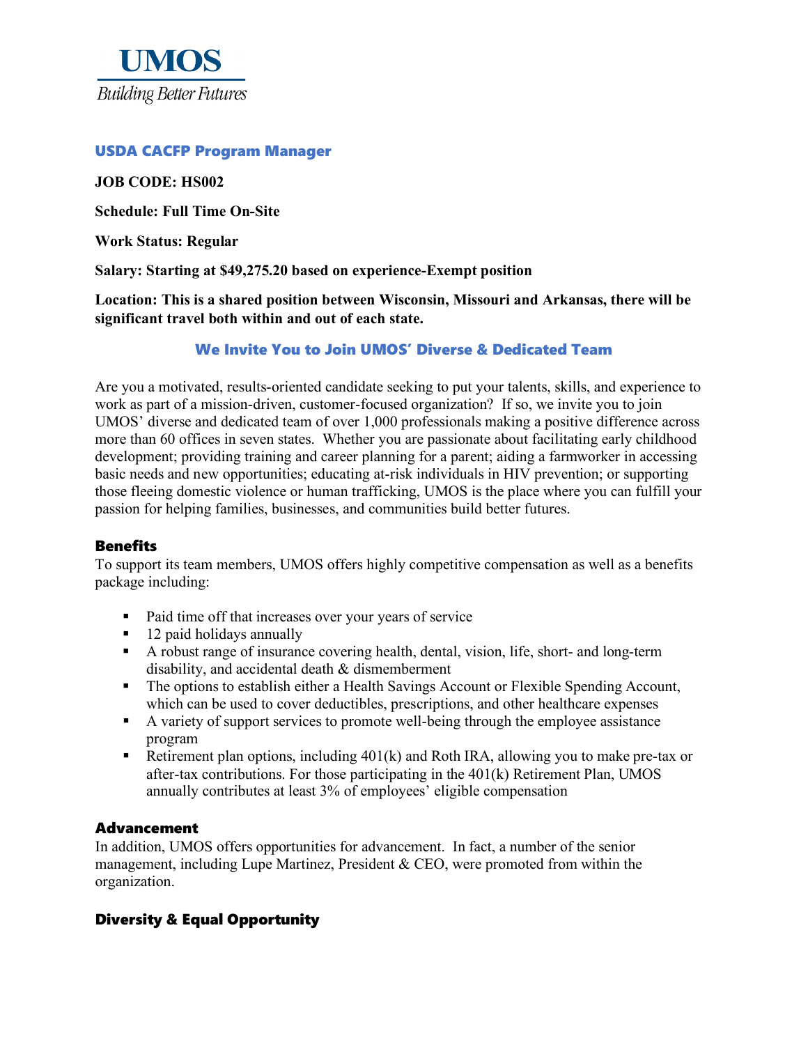# UMOS

*Building Better Futures*

## USDA CACFP Program Manager

**JOB CODE: HS002**

**Schedule: Full Time On-Site**

**Work Status: Regular**

**Salary: Starting at $49,275.20 based on experience-Exempt position**

**Location: This is a shared position between Wisconsin, Missouri and Arkansas, there will be significant travel both within and out of each state.**

## We Invite You to Join UMOS' Diverse & Dedicated Team

Are you a motivated, results-oriented candidate seeking to put your talents, skills, and experience to work as part of a mission-driven, customer-focused organization? If so, we invite you to join UMOS' diverse and dedicated team of over 1,000 professionals making a positive difference across more than 60 offices in seven states. Whether you are passionate about facilitating early childhood development; providing training and career planning for a parent; aiding a farmworker in accessing basic needs and new opportunities; educating at-risk individuals in HIV prevention; or supporting those fleeing domestic violence or human trafficking, UMOS is the place where you can fulfill your passion for helping families, businesses, and communities build better futures.

### Benefits

To support its team members, UMOS offers highly competitive compensation as well as a benefits package including:

- Paid time off that increases over your years of service
- 12 paid holidays annually
- A robust range of insurance covering health, dental, vision, life, short- and long-term disability, and accidental death & dismemberment
- The options to establish either a Health Savings Account or Flexible Spending Account, which can be used to cover deductibles, prescriptions, and other healthcare expenses
- A variety of support services to promote well-being through the employee assistance program
- Retirement plan options, including 401(k) and Roth IRA, allowing you to make pre-tax or after-tax contributions. For those participating in the 401(k) Retirement Plan, UMOS annually contributes at least 3% of employees' eligible compensation

### Advancement

In addition, UMOS offers opportunities for advancement. In fact, a number of the senior management, including Lupe Martinez, President & CEO, were promoted from within the organization.

### Diversity & Equal Opportunity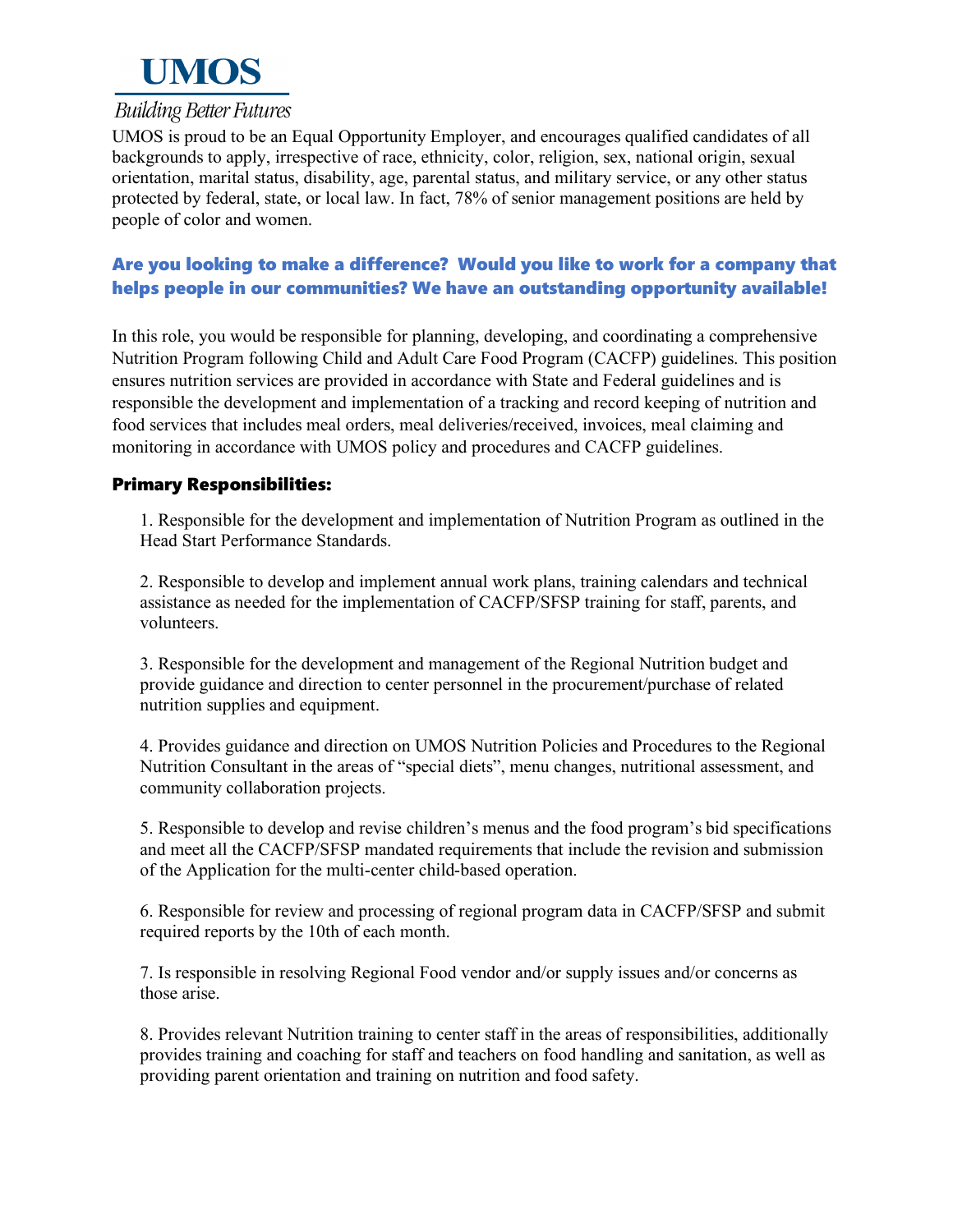# UMOS

*Building Better Futures*

UMOS is proud to be an Equal Opportunity Employer, and encourages qualified candidates of all backgrounds to apply, irrespective of race, ethnicity, color, religion, sex, national origin, sexual orientation, marital status, disability, age, parental status, and military service, or any other status protected by federal, state, or local law. In fact, 78% of senior management positions are held by people of color and women.

**Are you looking to make a difference? Would you like to work for a company that helps people in our communities? We have an outstanding opportunity available!**

In this role, you would be responsible for planning, developing, and coordinating a comprehensive Nutrition Program following Child and Adult Care Food Program (CACFP) guidelines. This position ensures nutrition services are provided in accordance with State and Federal guidelines and is responsible the development and implementation of a tracking and record keeping of nutrition and food services that includes meal orders, meal deliveries/received, invoices, meal claiming and monitoring in accordance with UMOS policy and procedures and CACFP guidelines.

### Primary Responsibilities:

1. Responsible for the development and implementation of Nutrition Program as outlined in the Head Start Performance Standards.

2. Responsible to develop and implement annual work plans, training calendars and technical assistance as needed for the implementation of CACFP/SFSP training for staff, parents, and volunteers.

3. Responsible for the development and management of the Regional Nutrition budget and provide guidance and direction to center personnel in the procurement/purchase of related nutrition supplies and equipment.

4. Provides guidance and direction on UMOS Nutrition Policies and Procedures to the Regional Nutrition Consultant in the areas of "special diets", menu changes, nutritional assessment, and community collaboration projects.

5. Responsible to develop and revise children's menus and the food program's bid specifications and meet all the CACFP/SFSP mandated requirements that include the revision and submission of the Application for the multi-center child-based operation.

6. Responsible for review and processing of regional program data in CACFP/SFSP and submit required reports by the 10th of each month.

7. Is responsible in resolving Regional Food vendor and/or supply issues and/or concerns as those arise.

8. Provides relevant Nutrition training to center staff in the areas of responsibilities, additionally provides training and coaching for staff and teachers on food handling and sanitation, as well as providing parent orientation and training on nutrition and food safety.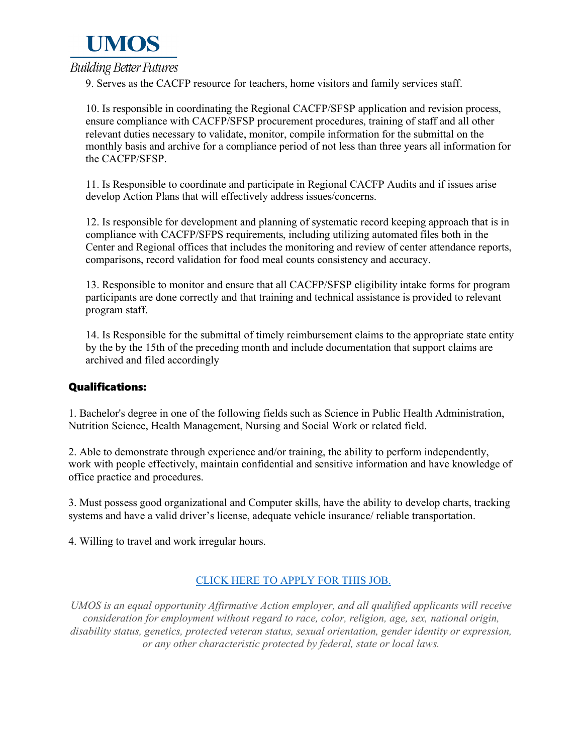9. Serves as the CACFP resource for teachers, home visitors and family services staff.

10. Is responsible in coordinating the Regional CACFP/SFSP application and revision process, ensure compliance with CACFP/SFSP procurement procedures, training of staff and all other relevant duties necessary to validate, monitor, compile information for the submittal on the monthly basis and archive for a compliance period of not less than three years all information for the CACFP/SFSP.

11. Is Responsible to coordinate and participate in Regional CACFP Audits and if issues arise develop Action Plans that will effectively address issues/concerns.

12. Is responsible for development and planning of systematic record keeping approach that is in compliance with CACFP/SFPS requirements, including utilizing automated files both in the Center and Regional offices that includes the monitoring and review of center attendance reports, comparisons, record validation for food meal counts consistency and accuracy.

13. Responsible to monitor and ensure that all CACFP/SFSP eligibility intake forms for program participants are done correctly and that training and technical assistance is provided to relevant program staff.

14. Is Responsible for the submittal of timely reimbursement claims to the appropriate state entity by the by the 15th of the preceding month and include documentation that support claims are archived and filed accordingly

## Qualifications:

1. Bachelor's degree in one of the following fields such as Science in Public Health Administration, Nutrition Science, Health Management, Nursing and Social Work or related field.

2. Able to demonstrate through experience and/or training, the ability to perform independently, work with people effectively, maintain confidential and sensitive information and have knowledge of office practice and procedures.

3. Must possess good organizational and Computer skills, have the ability to develop charts, tracking systems and have a valid driver's license, adequate vehicle insurance/ reliable transportation.

4. Willing to travel and work irregular hours.

CLICK HERE TO APPLY FOR THIS JOB.

*UMOS is an equal opportunity Affirmative Action employer, and all qualified applicants will receive consideration for employment without regard to race, color, religion, age, sex, national origin, disability status, genetics, protected veteran status, sexual orientation, gender identity or expression, or any other characteristic protected by federal, state or local laws.*